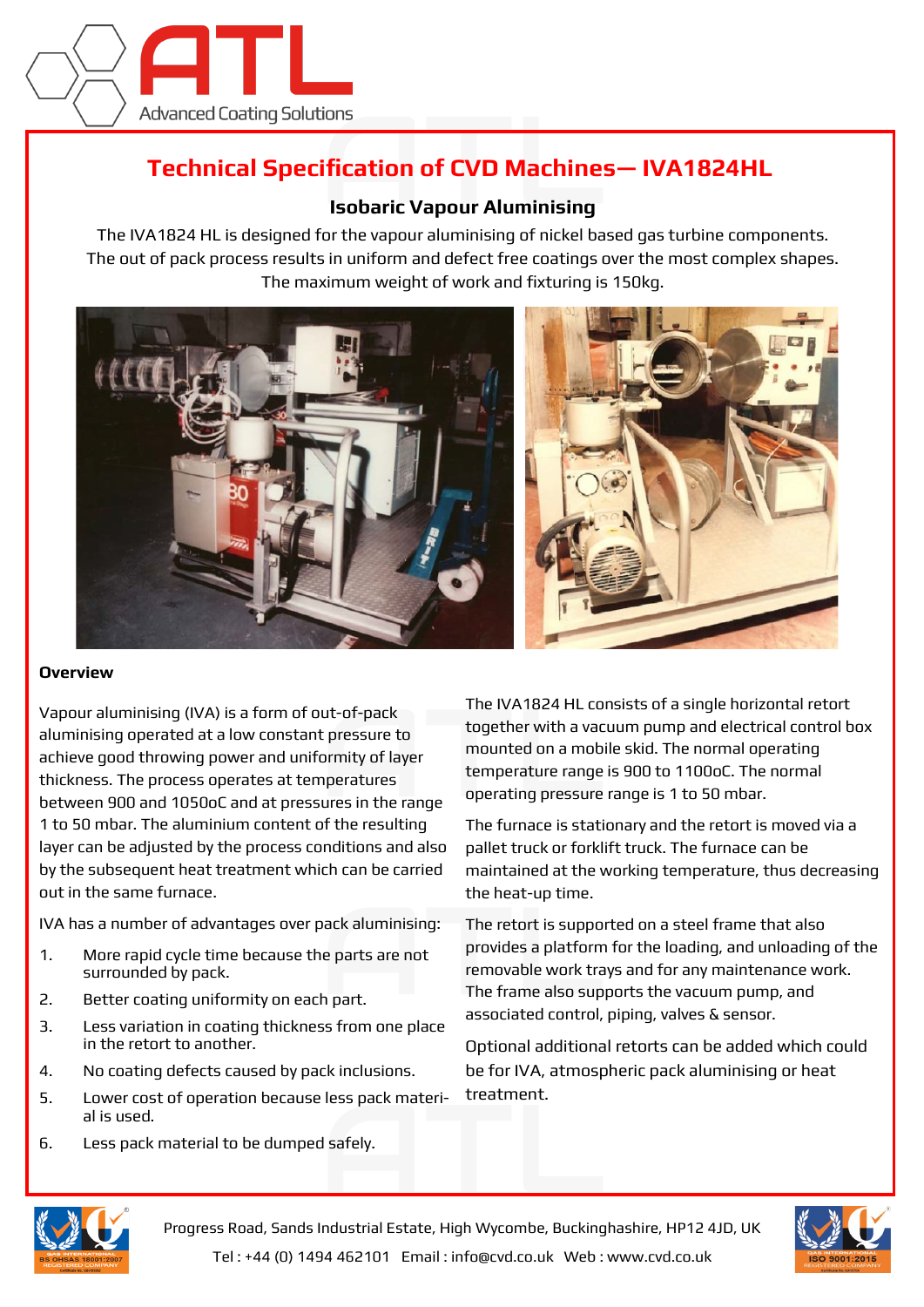# Technical Specification of CVD Machines— IVA1824HL

## Isobaric Vapour Aluminising

The IVA1824 HL is designed for the vapour aluminising of nickel based gas turbine components. The out of pack process results in uniform and defect free coatings over the most complex shapes. The maximum weight of work and fixturing is 150kg.

### Overview

Vapour aluminising (IVA) is a form of out-of-pack aluminising operated at a low constant pressure to achieve good throwing power and uniformity of layer thickness. The process operates at temperatures between 900 and 1050oC and at pressures in the range 1 to 50 mbar. The aluminium content of the resulting layer can be adjusted by the process conditions and also by the subsequent heat treatment which can be carried out in the same furnace.

IVA has a number of advantages over pack aluminising:

1. More rapid cycle time because the parts are not surrounded by pack.
2. Better coating uniformity on each part.
3. Less variation in coating thickness from one place in the retort to another.
4. No coating defects caused by pack inclusions.
5. Lower cost of operation because less pack material is used.
6. Less pack material to be dumped safely.

The IVA1824 HL consists of a single horizontal retort together with a vacuum pump and electrical control box mounted on a mobile skid. The normal operating temperature range is 900 to 1100oC. The normal operating pressure range is 1 to 50 mbar.

The furnace is stationary and the retort is moved via a pallet truck or forklift truck. The furnace can be maintained at the working temperature, thus decreasing the heat-up time.

The retort is supported on a steel frame that also provides a platform for the loading, and unloading of the removable work trays and for any maintenance work. The frame also supports the vacuum pump, and associated control, piping, valves & sensor.

Optional additional retorts can be added which could be for IVA, atmospheric pack aluminising or heat treatment.

Progress Road, Sands Industrial Estate, High Wycombe, Buckinghashire, HP12 4JD, UK

Tel : +44 (0) 1494 462101 Email : info@cvd.co.uk Web : www.cvd.co.uk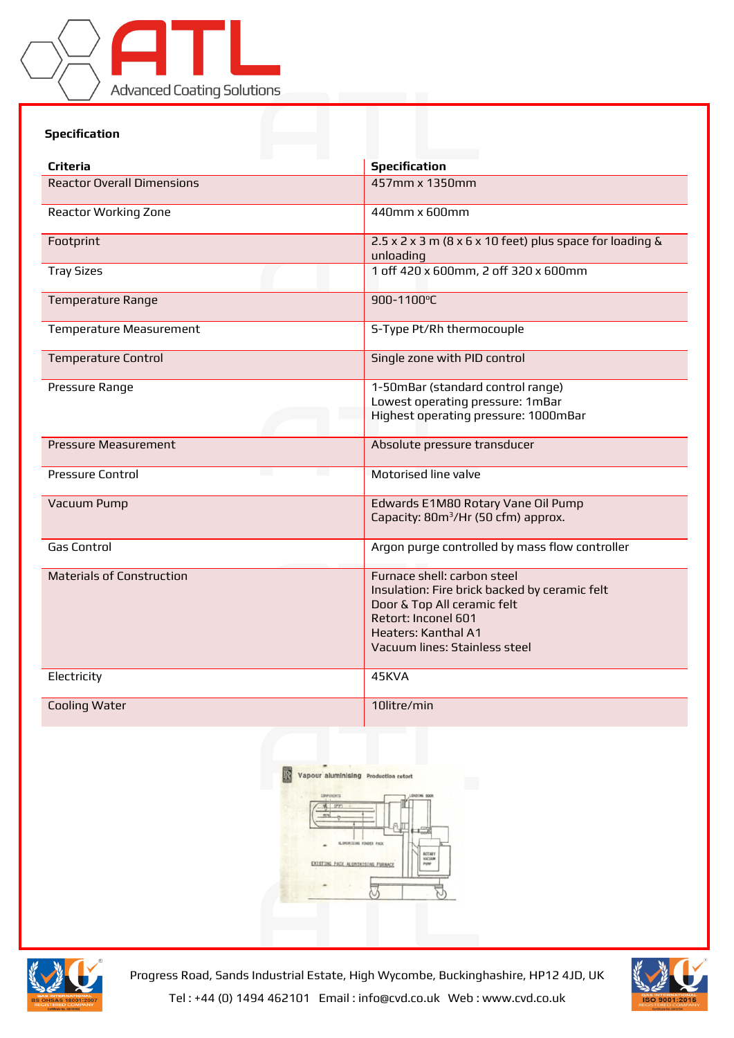**Specification**

| Criteria | Specification |
|---|---|
| Reactor Overall Dimensions | 457mm x 1350mm |
| Reactor Working Zone | 440mm x 600mm |
| Footprint | 2.5 x 2 x 3 m (8 x 6 x 10 feet) plus space for loading & unloading |
| Tray Sizes | 1 off 420 x 600mm, 2 off 320 x 600mm |
| Temperature Range | 900-1100°C |
| Temperature Measurement | S-Type Pt/Rh thermocouple |
| Temperature Control | Single zone with PID control |
| Pressure Range | 1-50mBar (standard control range)<br>Lowest operating pressure: 1mBar<br>Highest operating pressure: 1000mBar |
| Pressure Measurement | Absolute pressure transducer |
| Pressure Control | Motorised line valve |
| Vacuum Pump | Edwards E1M80 Rotary Vane Oil Pump<br>Capacity: 80m³/Hr (50 cfm) approx. |
| Gas Control | Argon purge controlled by mass flow controller |
| Materials of Construction | Furnace shell: carbon steel<br>Insulation: Fire brick backed by ceramic felt<br>Door & Top All ceramic felt<br>Retort: Inconel 601<br>Heaters: Kanthal A1<br>Vacuum lines: Stainless steel |
| Electricity | 45KVA |
| Cooling Water | 10litre/min |

Vapour aluminising Production retort

COMPONENTS

LOADING DOOR

ALUMINISING POWDER PACK

ROTARY VACUUM PUMP

EXISTING PACK ALUMINISING FURNACE

Progress Road, Sands Industrial Estate, High Wycombe, Buckinghashire, HP12 4JD, UK

Tel : +44 (0) 1494 462101 Email : info@cvd.co.uk Web : www.cvd.co.uk